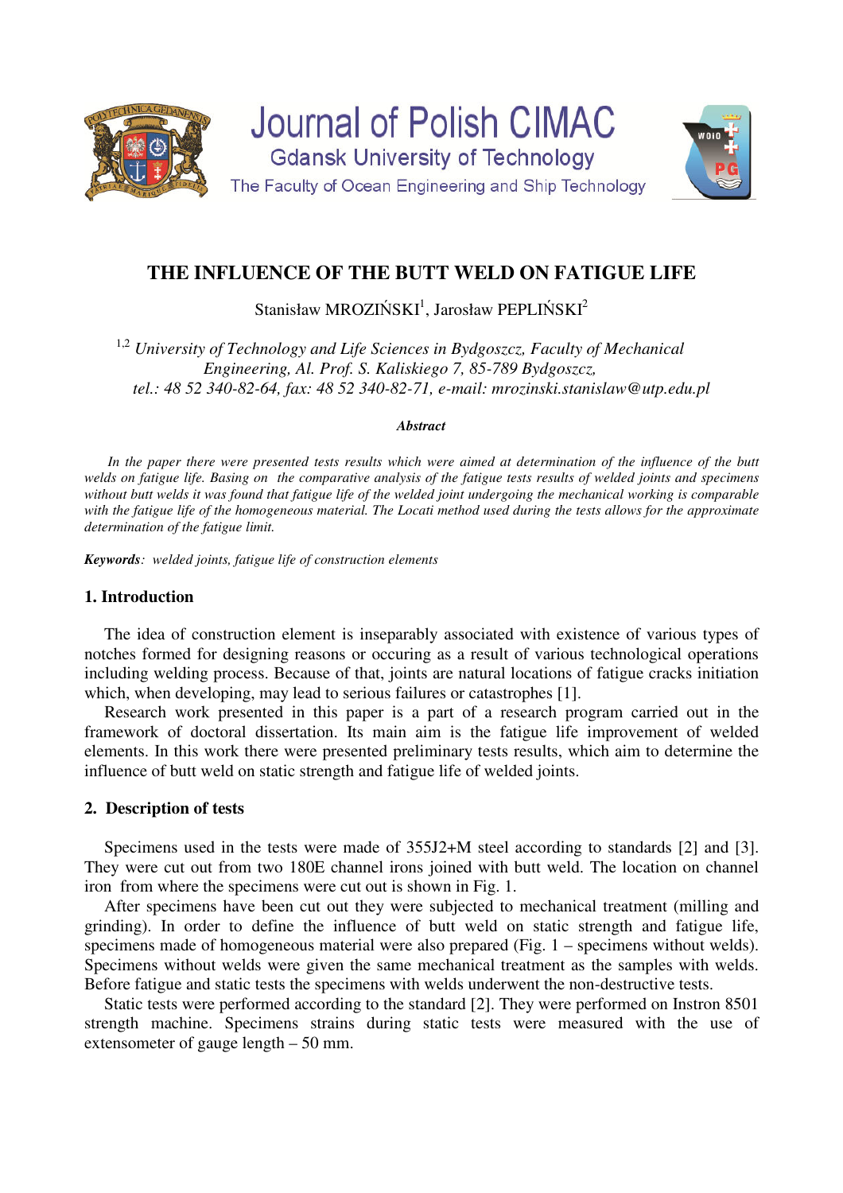Journal of Polish CIMAC
Gdansk University of Technology
The Faculty of Ocean Engineering and Ship Technology

# THE INFLUENCE OF THE BUTT WELD ON FATIGUE LIFE

Stanisław MROZIŃSKI[1], Jarosław PEPLIŃSKI[2]

[1,2] *University of Technology and Life Sciences in Bydgoszcz, Faculty of Mechanical Engineering, Al. Prof. S. Kaliskiego 7, 85-789 Bydgoszcz, tel.: 48 52 340-82-64, fax: 48 52 340-82-71, e-mail: mrozinski.stanislaw@utp.edu.pl*

***Abstract***

*In the paper there were presented tests results which were aimed at determination of the influence of the butt welds on fatigue life. Basing on the comparative analysis of the fatigue tests results of welded joints and specimens without butt welds it was found that fatigue life of the welded joint undergoing the mechanical working is comparable with the fatigue life of the homogeneous material. The Locati method used during the tests allows for the approximate determination of the fatigue limit.*

***Keywords****: welded joints, fatigue life of construction elements*

## 1. Introduction

The idea of construction element is inseparably associated with existence of various types of notches formed for designing reasons or occuring as a result of various technological operations including welding process. Because of that, joints are natural locations of fatigue cracks initiation which, when developing, may lead to serious failures or catastrophes [1].

Research work presented in this paper is a part of a research program carried out in the framework of doctoral dissertation. Its main aim is the fatigue life improvement of welded elements. In this work there were presented preliminary tests results, which aim to determine the influence of butt weld on static strength and fatigue life of welded joints.

## 2. Description of tests

Specimens used in the tests were made of 355J2+M steel according to standards [2] and [3]. They were cut out from two 180E channel irons joined with butt weld. The location on channel iron from where the specimens were cut out is shown in Fig. 1.

After specimens have been cut out they were subjected to mechanical treatment (milling and grinding). In order to define the influence of butt weld on static strength and fatigue life, specimens made of homogeneous material were also prepared (Fig. 1 – specimens without welds). Specimens without welds were given the same mechanical treatment as the samples with welds. Before fatigue and static tests the specimens with welds underwent the non-destructive tests.

Static tests were performed according to the standard [2]. They were performed on Instron 8501 strength machine. Specimens strains during static tests were measured with the use of extensometer of gauge length – 50 mm.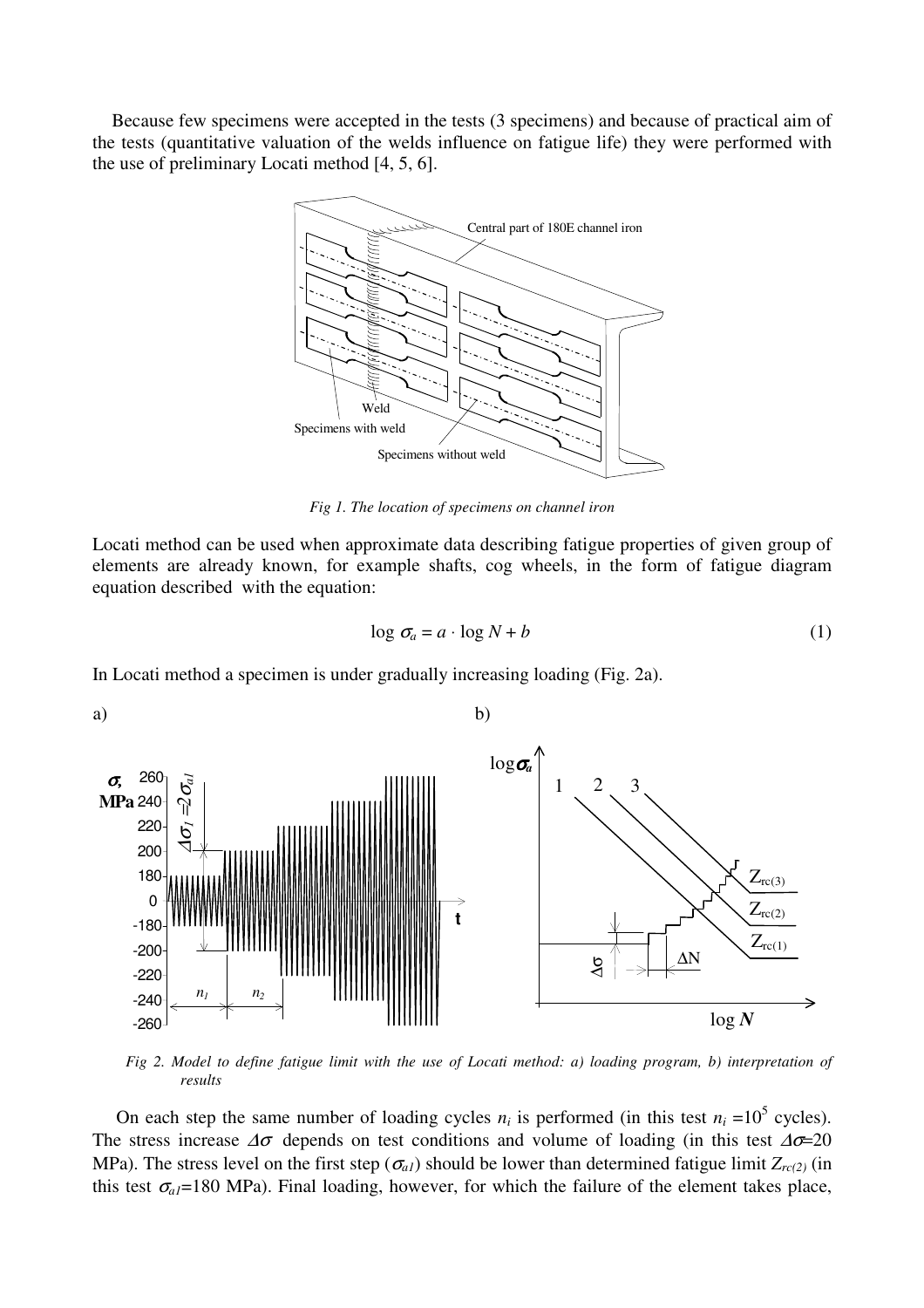Because few specimens were accepted in the tests (3 specimens) and because of practical aim of the tests (quantitative valuation of the welds influence on fatigue life) they were performed with the use of preliminary Locati method [4, 5, 6].

*Fig 1. The location of specimens on channel iron*

Locati method can be used when approximate data describing fatigue properties of given group of elements are already known, for example shafts, cog wheels, in the form of fatigue diagram equation described with the equation:

$$\log \sigma_a = a \cdot \log N + b \qquad (1)$$

In Locati method a specimen is under gradually increasing loading (Fig. 2a).

*Fig 2. Model to define fatigue limit with the use of Locati method: a) loading program, b) interpretation of results*

On each step the same number of loading cycles $n_i$ is performed (in this test $n_i = 10^5$ cycles). The stress increase $\Delta\sigma$ depends on test conditions and volume of loading (in this test $\Delta\sigma$=20 MPa). The stress level on the first step ($\sigma_{a1}$) should be lower than determined fatigue limit $Z_{rc(2)}$ (in this test $\sigma_{a1}$=180 MPa). Final loading, however, for which the failure of the element takes place,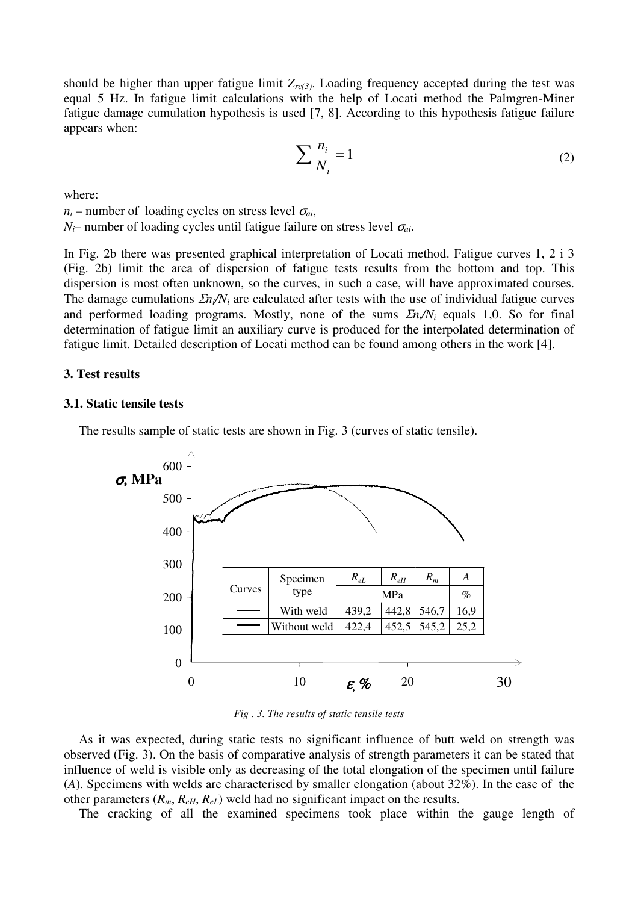should be higher than upper fatigue limit $Z_{rc(3)}$. Loading frequency accepted during the test was equal 5 Hz. In fatigue limit calculations with the help of Locati method the Palmgren-Miner fatigue damage cumulation hypothesis is used [7, 8]. According to this hypothesis fatigue failure appears when:

$$\sum \frac{n_i}{N_i} = 1 \tag{2}$$

where:

$n_i$ – number of loading cycles on stress level $\sigma_{ai}$,

$N_i$– number of loading cycles until fatigue failure on stress level $\sigma_{ai}$.

In Fig. 2b there was presented graphical interpretation of Locati method. Fatigue curves 1, 2 i 3 (Fig. 2b) limit the area of dispersion of fatigue tests results from the bottom and top. This dispersion is most often unknown, so the curves, in such a case, will have approximated courses. The damage cumulations $\Sigma n_i/N_i$ are calculated after tests with the use of individual fatigue curves and performed loading programs. Mostly, none of the sums $\Sigma n_i/N_i$ equals 1,0. So for final determination of fatigue limit an auxiliary curve is produced for the interpolated determination of fatigue limit. Detailed description of Locati method can be found among others in the work [4].

### 3. Test results

#### 3.1. Static tensile tests

The results sample of static tests are shown in Fig. 3 (curves of static tensile).

| Curves | Specimen type | $R_{eL}$ | $R_{eH}$ | $R_m$ | $A$ |
|---|---|---|---|---|---|
| | | MPa | | | % |
| —— (thin) | With weld | 439,2 | 442,8 | 546,7 | 16,9 |
| —— (thick) | Without weld | 422,4 | 452,5 | 545,2 | 25,2 |

*Fig . 3. The results of static tensile tests*

As it was expected, during static tests no significant influence of butt weld on strength was observed (Fig. 3). On the basis of comparative analysis of strength parameters it can be stated that influence of weld is visible only as decreasing of the total elongation of the specimen until failure ($A$). Specimens with welds are characterised by smaller elongation (about 32%). In the case of the other parameters ($R_m$, $R_{eH}$, $R_{eL}$) weld had no significant impact on the results.

The cracking of all the examined specimens took place within the gauge length of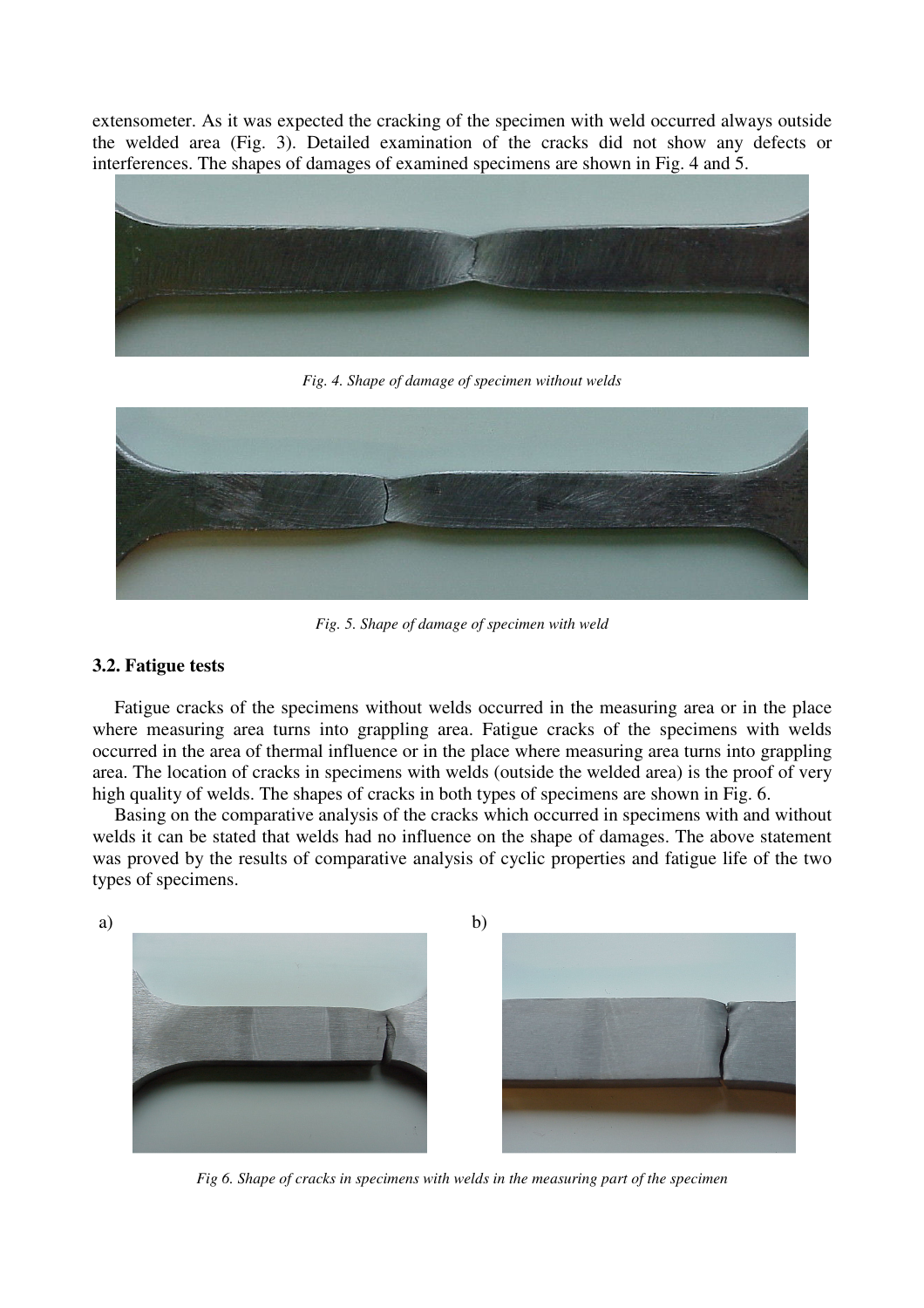extensometer. As it was expected the cracking of the specimen with weld occurred always outside the welded area (Fig. 3). Detailed examination of the cracks did not show any defects or interferences. The shapes of damages of examined specimens are shown in Fig. 4 and 5.

*Fig. 4. Shape of damage of specimen without welds*

*Fig. 5. Shape of damage of specimen with weld*

### 3.2. Fatigue tests

Fatigue cracks of the specimens without welds occurred in the measuring area or in the place where measuring area turns into grappling area. Fatigue cracks of the specimens with welds occurred in the area of thermal influence or in the place where measuring area turns into grappling area. The location of cracks in specimens with welds (outside the welded area) is the proof of very high quality of welds. The shapes of cracks in both types of specimens are shown in Fig. 6.

Basing on the comparative analysis of the cracks which occurred in specimens with and without welds it can be stated that welds had no influence on the shape of damages. The above statement was proved by the results of comparative analysis of cyclic properties and fatigue life of the two types of specimens.

a) b)

*Fig 6. Shape of cracks in specimens with welds in the measuring part of the specimen*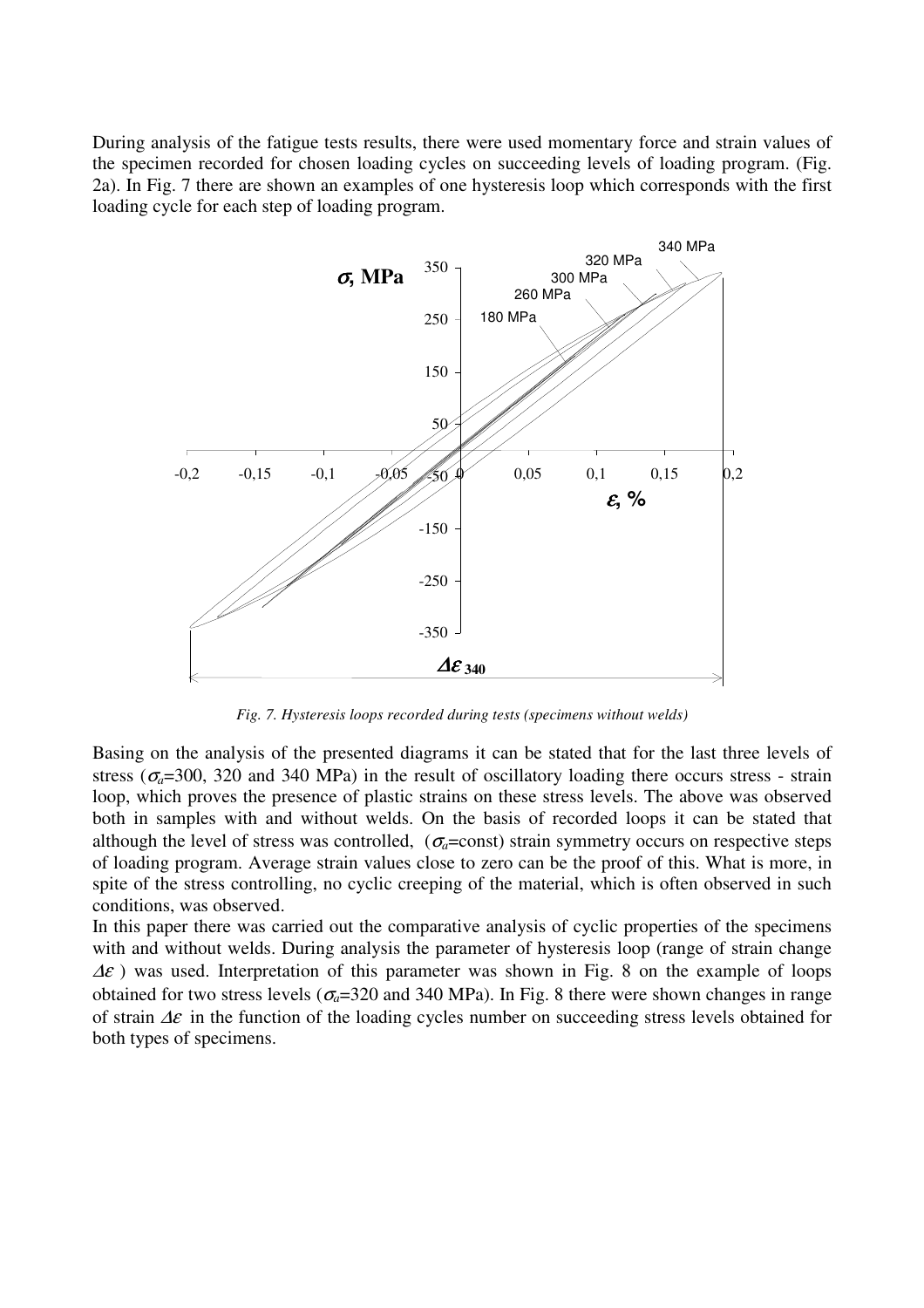During analysis of the fatigue tests results, there were used momentary force and strain values of the specimen recorded for chosen loading cycles on succeeding levels of loading program. (Fig. 2a). In Fig. 7 there are shown an examples of one hysteresis loop which corresponds with the first loading cycle for each step of loading program.

*Fig. 7. Hysteresis loops recorded during tests (specimens without welds)*

Basing on the analysis of the presented diagrams it can be stated that for the last three levels of stress ($\sigma_a$=300, 320 and 340 MPa) in the result of oscillatory loading there occurs stress - strain loop, which proves the presence of plastic strains on these stress levels. The above was observed both in samples with and without welds. On the basis of recorded loops it can be stated that although the level of stress was controlled, ($\sigma_a$=const) strain symmetry occurs on respective steps of loading program. Average strain values close to zero can be the proof of this. What is more, in spite of the stress controlling, no cyclic creeping of the material, which is often observed in such conditions, was observed.

In this paper there was carried out the comparative analysis of cyclic properties of the specimens with and without welds. During analysis the parameter of hysteresis loop (range of strain change $\Delta\varepsilon$ ) was used. Interpretation of this parameter was shown in Fig. 8 on the example of loops obtained for two stress levels ($\sigma_a$=320 and 340 MPa). In Fig. 8 there were shown changes in range of strain $\Delta\varepsilon$ in the function of the loading cycles number on succeeding stress levels obtained for both types of specimens.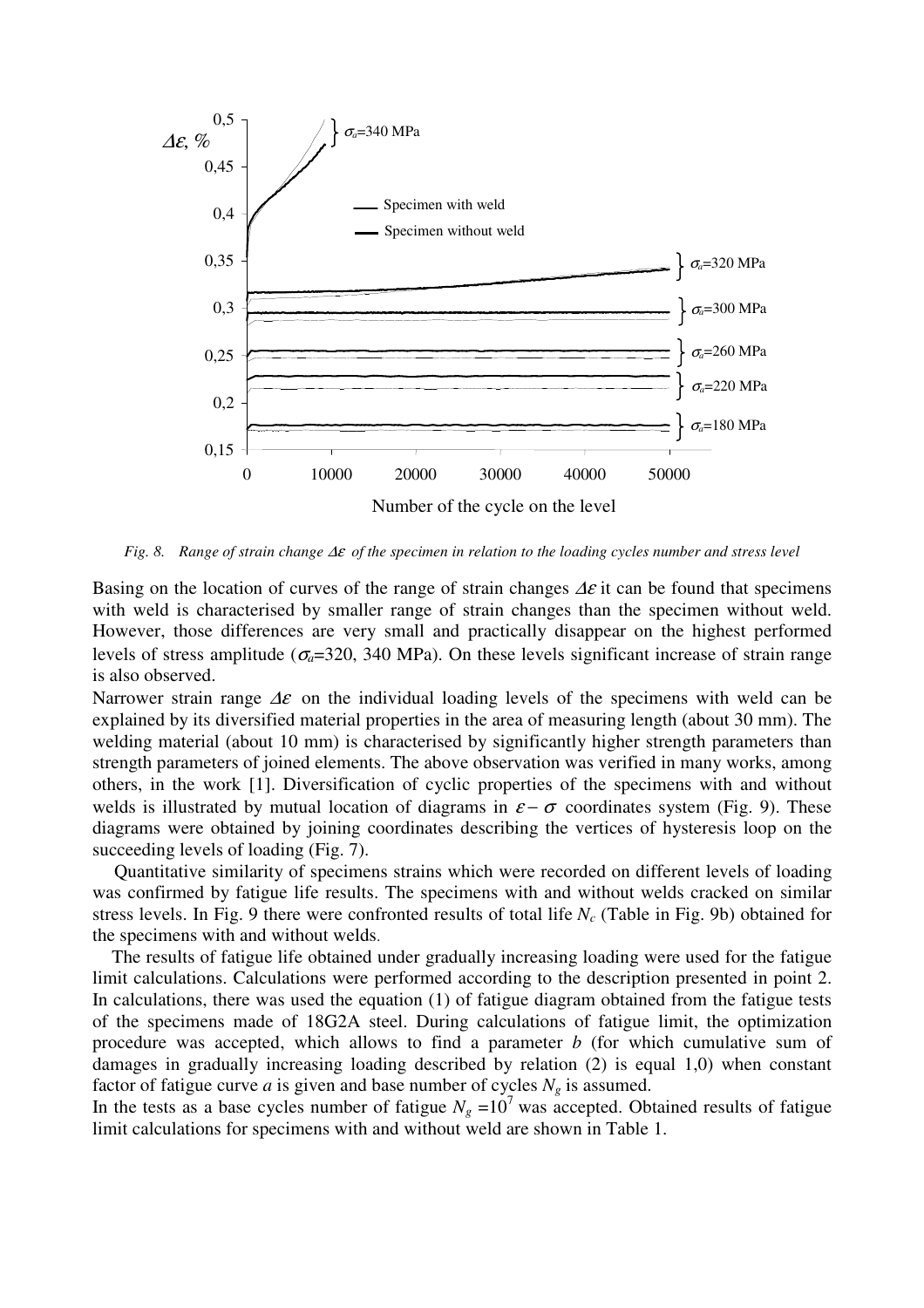Fig. 8. Range of strain change $\Delta\varepsilon$ of the specimen in relation to the loading cycles number and stress level

Basing on the location of curves of the range of strain changes $\Delta\varepsilon$ it can be found that specimens with weld is characterised by smaller range of strain changes than the specimen without weld. However, those differences are very small and practically disappear on the highest performed levels of stress amplitude ($\sigma_a$=320, 340 MPa). On these levels significant increase of strain range is also observed.

Narrower strain range $\Delta\varepsilon$ on the individual loading levels of the specimens with weld can be explained by its diversified material properties in the area of measuring length (about 30 mm). The welding material (about 10 mm) is characterised by significantly higher strength parameters than strength parameters of joined elements. The above observation was verified in many works, among others, in the work [1]. Diversification of cyclic properties of the specimens with and without welds is illustrated by mutual location of diagrams in $\varepsilon - \sigma$ coordinates system (Fig. 9). These diagrams were obtained by joining coordinates describing the vertices of hysteresis loop on the succeeding levels of loading (Fig. 7).

Quantitative similarity of specimens strains which were recorded on different levels of loading was confirmed by fatigue life results. The specimens with and without welds cracked on similar stress levels. In Fig. 9 there were confronted results of total life $N_c$ (Table in Fig. 9b) obtained for the specimens with and without welds.

The results of fatigue life obtained under gradually increasing loading were used for the fatigue limit calculations. Calculations were performed according to the description presented in point 2. In calculations, there was used the equation (1) of fatigue diagram obtained from the fatigue tests of the specimens made of 18G2A steel. During calculations of fatigue limit, the optimization procedure was accepted, which allows to find a parameter $b$ (for which cumulative sum of damages in gradually increasing loading described by relation (2) is equal 1,0) when constant factor of fatigue curve $a$ is given and base number of cycles $N_g$ is assumed.

In the tests as a base cycles number of fatigue $N_g = 10^7$ was accepted. Obtained results of fatigue limit calculations for specimens with and without weld are shown in Table 1.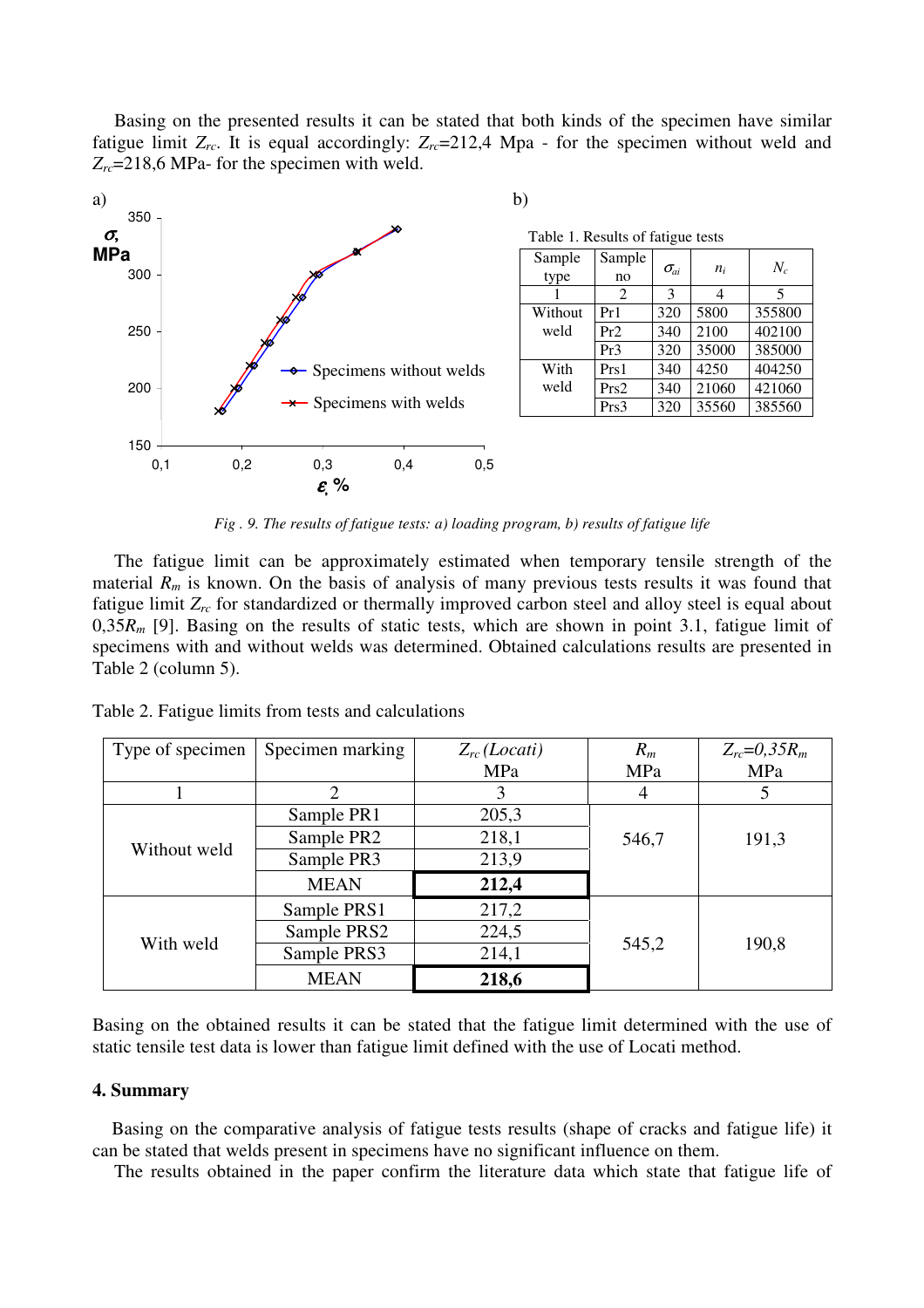Basing on the presented results it can be stated that both kinds of the specimen have similar fatigue limit $Z_{rc}$. It is equal accordingly: $Z_{rc}$=212,4 Mpa - for the specimen without weld and $Z_{rc}$=218,6 MPa- for the specimen with weld.

a)

b)

Table 1. Results of fatigue tests

| Sample type | Sample no | $\sigma_{ai}$ | $n_i$ | $N_c$ |
|---|---|---|---|---|
| 1 | 2 | 3 | 4 | 5 |
| Without weld | Pr1 | 320 | 5800 | 355800 |
| | Pr2 | 340 | 2100 | 402100 |
| | Pr3 | 320 | 35000 | 385000 |
| With weld | Prs1 | 340 | 4250 | 404250 |
| | Prs2 | 340 | 21060 | 421060 |
| | Prs3 | 320 | 35560 | 385560 |

*Fig . 9. The results of fatigue tests: a) loading program, b) results of fatigue life*

The fatigue limit can be approximately estimated when temporary tensile strength of the material $R_m$ is known. On the basis of analysis of many previous tests results it was found that fatigue limit $Z_{rc}$ for standardized or thermally improved carbon steel and alloy steel is equal about 0,35$R_m$ [9]. Basing on the results of static tests, which are shown in point 3.1, fatigue limit of specimens with and without welds was determined. Obtained calculations results are presented in Table 2 (column 5).

Table 2. Fatigue limits from tests and calculations

| Type of specimen | Specimen marking | $Z_{rc}$ (Locati) MPa | $R_m$ MPa | $Z_{rc}=0,35R_m$ MPa |
|---|---|---|---|---|
| 1 | 2 | 3 | 4 | 5 |
| Without weld | Sample PR1 | 205,3 | 546,7 | 191,3 |
| | Sample PR2 | 218,1 | | |
| | Sample PR3 | 213,9 | | |
| | MEAN | **212,4** | | |
| With weld | Sample PRS1 | 217,2 | 545,2 | 190,8 |
| | Sample PRS2 | 224,5 | | |
| | Sample PRS3 | 214,1 | | |
| | MEAN | **218,6** | | |

Basing on the obtained results it can be stated that the fatigue limit determined with the use of static tensile test data is lower than fatigue limit defined with the use of Locati method.

## 4. Summary

Basing on the comparative analysis of fatigue tests results (shape of cracks and fatigue life) it can be stated that welds present in specimens have no significant influence on them.

The results obtained in the paper confirm the literature data which state that fatigue life of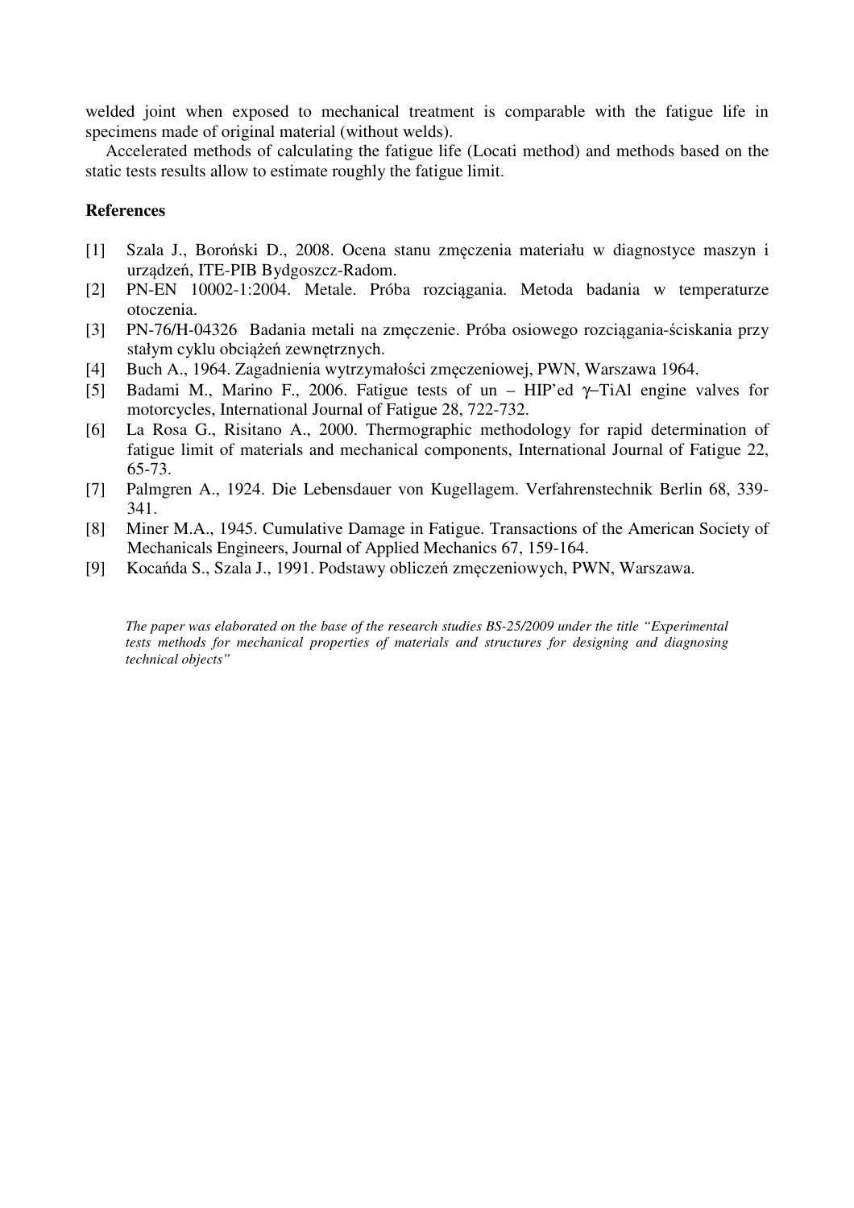welded joint when exposed to mechanical treatment is comparable with the fatigue life in specimens made of original material (without welds).

Accelerated methods of calculating the fatigue life (Locati method) and methods based on the static tests results allow to estimate roughly the fatigue limit.

## References

[1] Szala J., Boroński D., 2008. Ocena stanu zmęczenia materiału w diagnostyce maszyn i urządzeń, ITE-PIB Bydgoszcz-Radom.

[2] PN-EN 10002-1:2004. Metale. Próba rozciągania. Metoda badania w temperaturze otoczenia.

[3] PN-76/H-04326 Badania metali na zmęczenie. Próba osiowego rozciągania-ściskania przy stałym cyklu obciążeń zewnętrznych.

[4] Buch A., 1964. Zagadnienia wytrzymałości zmęczeniowej, PWN, Warszawa 1964.

[5] Badami M., Marino F., 2006. Fatigue tests of un – HIP'ed γ–TiAl engine valves for motorcycles, International Journal of Fatigue 28, 722-732.

[6] La Rosa G., Risitano A., 2000. Thermographic methodology for rapid determination of fatigue limit of materials and mechanical components, International Journal of Fatigue 22, 65-73.

[7] Palmgren A., 1924. Die Lebensdauer von Kugellagem. Verfahrenstechnik Berlin 68, 339-341.

[8] Miner M.A., 1945. Cumulative Damage in Fatigue. Transactions of the American Society of Mechanicals Engineers, Journal of Applied Mechanics 67, 159-164.

[9] Kocańda S., Szala J., 1991. Podstawy obliczeń zmęczeniowych, PWN, Warszawa.

*The paper was elaborated on the base of the research studies BS-25/2009 under the title "Experimental tests methods for mechanical properties of materials and structures for designing and diagnosing technical objects"*